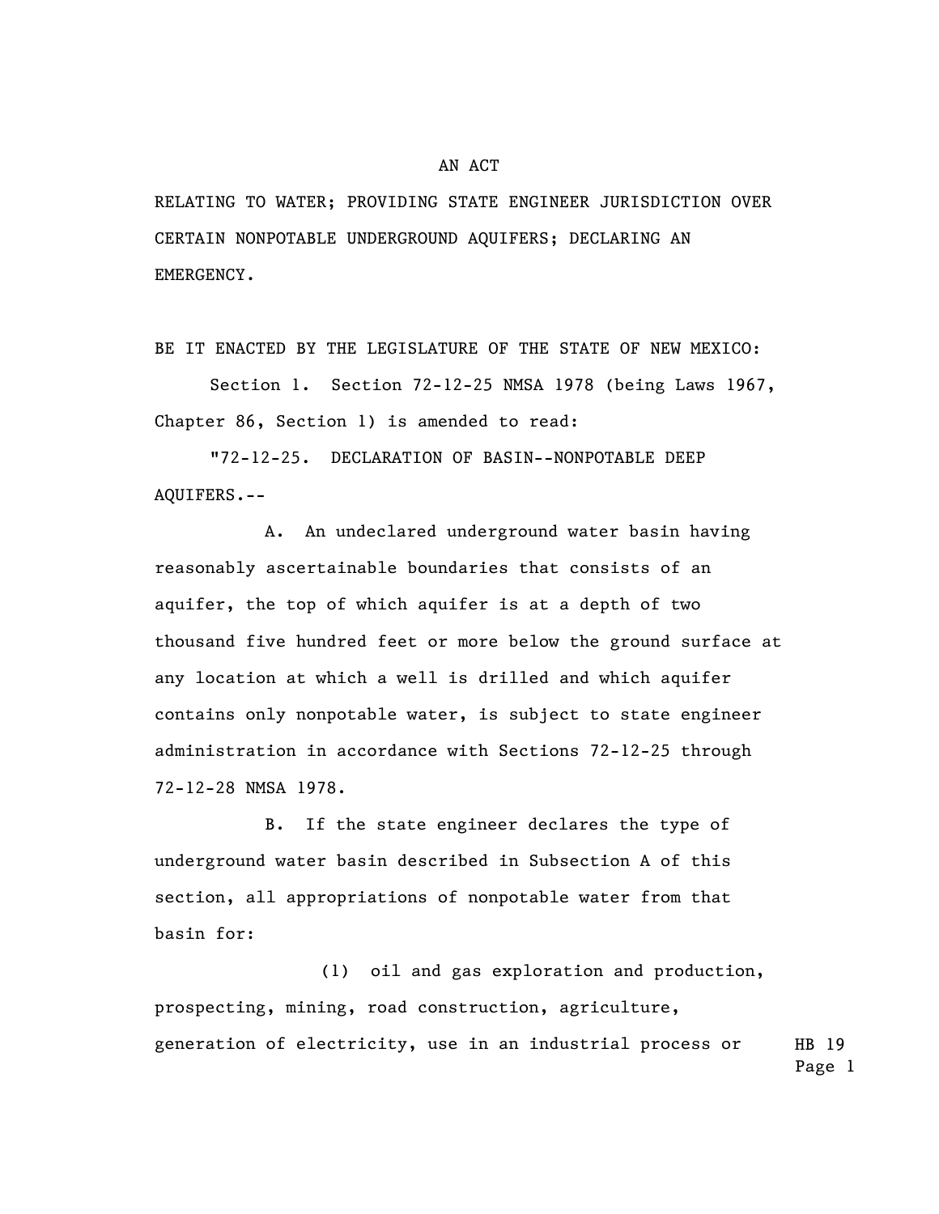AN ACT

RELATING TO WATER; PROVIDING STATE ENGINEER JURISDICTION OVER CERTAIN NONPOTABLE UNDERGROUND AQUIFERS; DECLARING AN EMERGENCY.

BE IT ENACTED BY THE LEGISLATURE OF THE STATE OF NEW MEXICO:

Section 1. Section 72-12-25 NMSA 1978 (being Laws 1967, Chapter 86, Section 1) is amended to read:

"72-12-25. DECLARATION OF BASIN--NONPOTABLE DEEP AQUIFERS.--

A. An undeclared underground water basin having reasonably ascertainable boundaries that consists of an aquifer, the top of which aquifer is at a depth of two thousand five hundred feet or more below the ground surface at any location at which a well is drilled and which aquifer contains only nonpotable water, is subject to state engineer administration in accordance with Sections 72-12-25 through 72-12-28 NMSA 1978.

B. If the state engineer declares the type of underground water basin described in Subsection A of this section, all appropriations of nonpotable water from that basin for:

(1) oil and gas exploration and production, prospecting, mining, road construction, agriculture, generation of electricity, use in an industrial process or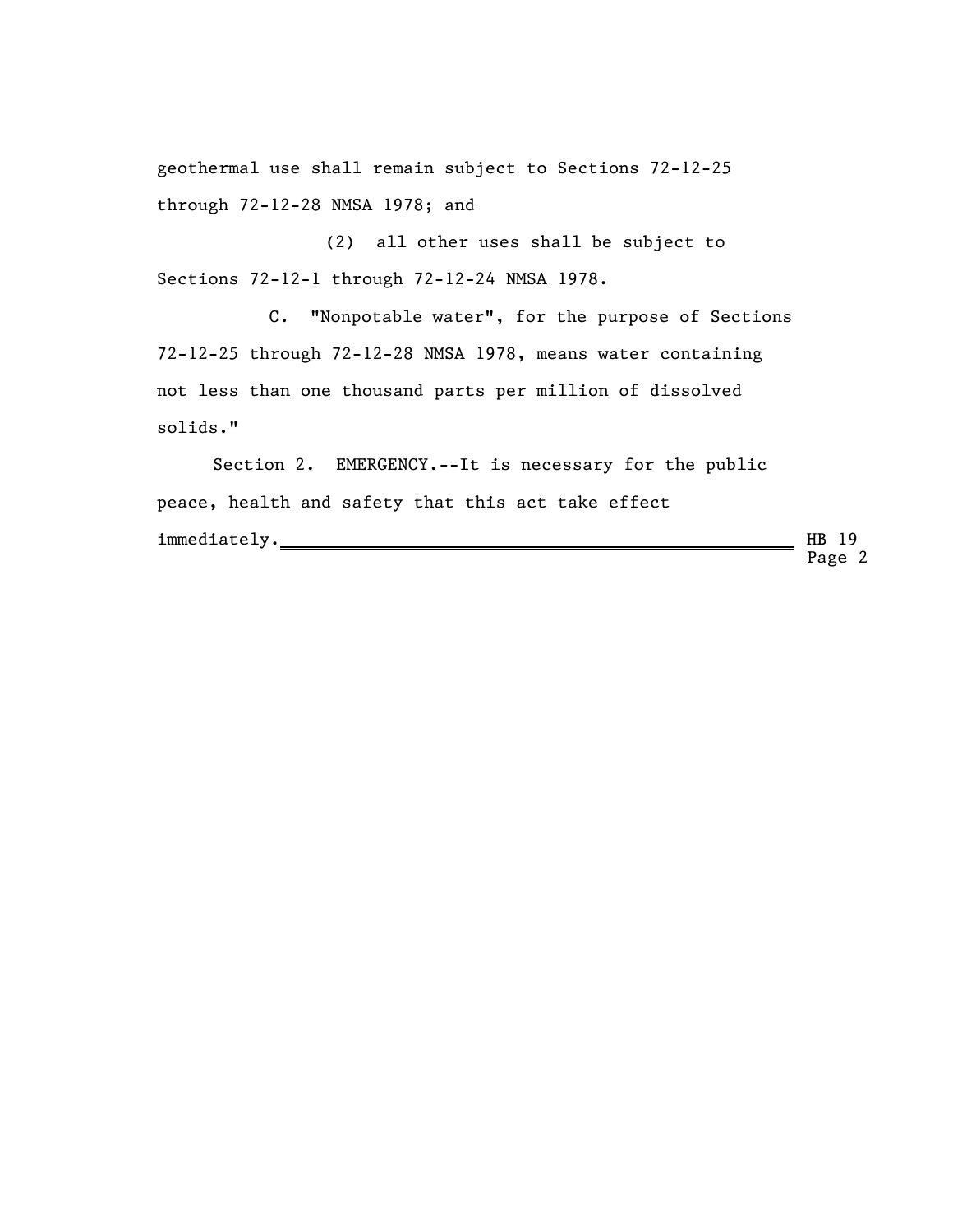geothermal use shall remain subject to Sections 72-12-25 through 72-12-28 NMSA 1978; and

(2) all other uses shall be subject to Sections 72-12-1 through 72-12-24 NMSA 1978.

C. "Nonpotable water", for the purpose of Sections 72-12-25 through 72-12-28 NMSA 1978, means water containing not less than one thousand parts per million of dissolved solids."

Section 2. EMERGENCY.--It is necessary for the public peace, health and safety that this act take effect immediately.